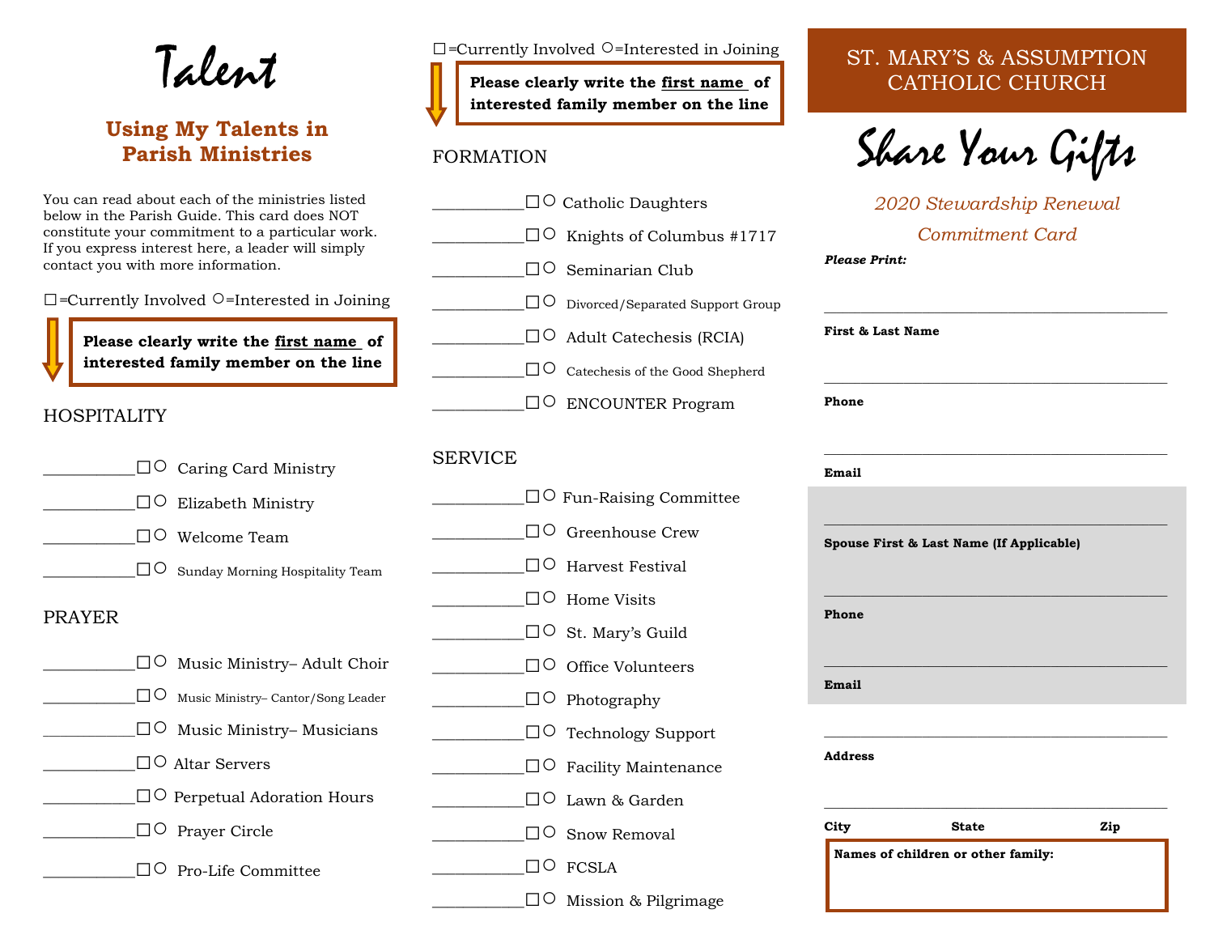# Talent

## Using My Talents in Parish Ministries

You can read about each of the ministries listed below in the Parish Guide. This card does NOT constitute your commitment to a particular work. If you express interest here, a leader will simply contact you with more information.

☐=Currently Involved ○=Interested in Joining

**Please clearly write the <u>first name</u> of interested family member on the line**

### HOSPITALITY

___________☐○ Caring Card Ministry

___________☐○ Elizabeth Ministry

___________☐○ Welcome Team

___________☐○ Sunday Morning Hospitality Team

### PRAYER

___________☐○ Music Ministry– Adult Choir

___________☐○ Music Ministry– Cantor/Song Leader

___________☐○ Music Ministry– Musicians

___________☐○ Altar Servers

___________☐○ Perpetual Adoration Hours

___________☐○ Prayer Circle

___________☐○ Pro-Life Committee

☐=Currently Involved ○=Interested in Joining

**Please clearly write the <u>first name</u> of interested family member on the line**

### FORMATION

___________☐○ Catholic Daughters

___________☐○ Knights of Columbus #1717

___________☐○ Seminarian Club

___________☐○ Divorced/Separated Support Group

___________☐○ Adult Catechesis (RCIA)

___________☐○ Catechesis of the Good Shepherd

___________☐○ ENCOUNTER Program

### SERVICE

___________☐○ Fun-Raising Committee

___________☐○ Greenhouse Crew

___________☐○ Harvest Festival

___________☐○ Home Visits

___________☐○ St. Mary's Guild

___________☐○ Office Volunteers

___________☐○ Photography

___________☐○ Technology Support

___________☐○ Facility Maintenance

___________☐○ Lawn & Garden

___________☐○ Snow Removal

___________☐○ FCSLA

___________☐○ Mission & Pilgrimage

# ST. MARY'S & ASSUMPTION CATHOLIC CHURCH

# Share Your Gifts

*2020 Stewardship Renewal Commitment Card*

***Please Print:***

___________________________________________
**First & Last Name**

___________________________________________
**Phone**

___________________________________________
**Email**

___________________________________________
**Spouse First & Last Name (If Applicable)**

___________________________________________
**Phone**

___________________________________________
**Email**

___________________________________________
**Address**

___________________________________________
**City** **State** **Zip**

**Names of children or other family:**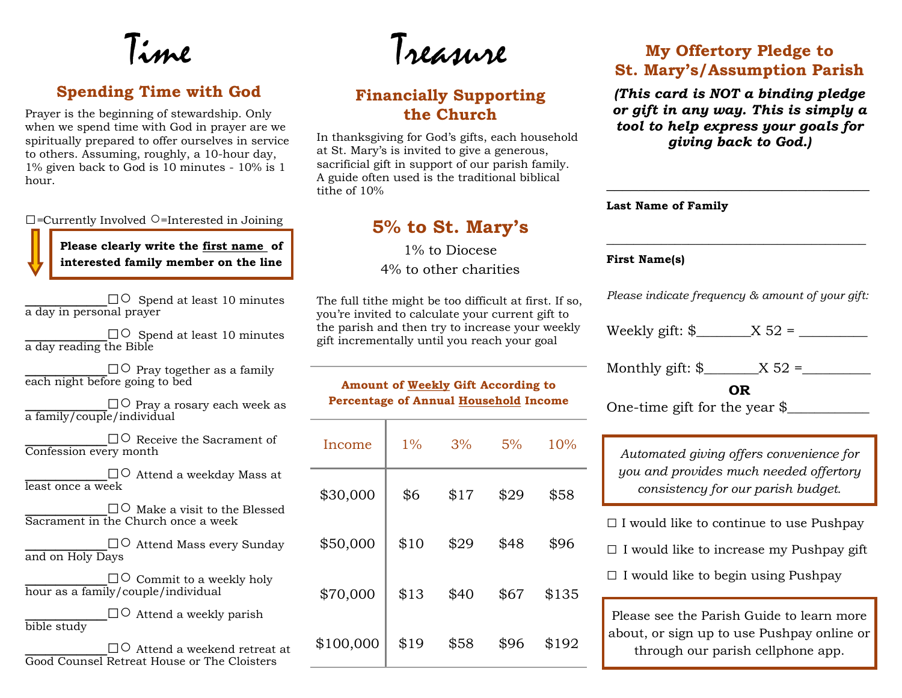# Time

## Spending Time with God

Prayer is the beginning of stewardship. Only when we spend time with God in prayer are we spiritually prepared to offer ourselves in service to others. Assuming, roughly, a 10-hour day, 1% given back to God is 10 minutes - 10% is 1 hour.

☐=Currently Involved ○=Interested in Joining

**Please clearly write the first name of interested family member on the line**

_____________☐○ Spend at least 10 minutes a day in personal prayer

_____________☐○ Spend at least 10 minutes a day reading the Bible

_____________☐○ Pray together as a family each night before going to bed

_____________☐○ Pray a rosary each week as a family/couple/individual

_____________☐○ Receive the Sacrament of Confession every month

_____________☐○ Attend a weekday Mass at least once a week

_____________☐○ Make a visit to the Blessed Sacrament in the Church once a week

_____________☐○ Attend Mass every Sunday and on Holy Days

_____________☐○ Commit to a weekly holy hour as a family/couple/individual

_____________☐○ Attend a weekly parish bible study

_____________☐○ Attend a weekend retreat at Good Counsel Retreat House or The Cloisters

# Treasure

## Financially Supporting the Church

In thanksgiving for God's gifts, each household at St. Mary's is invited to give a generous, sacrificial gift in support of our parish family. A guide often used is the traditional biblical tithe of 10%

### 5% to St. Mary's

1% to Diocese

4% to other charities

The full tithe might be too difficult at first. If so, you're invited to calculate your current gift to the parish and then try to increase your weekly gift incrementally until you reach your goal

**Amount of Weekly Gift According to Percentage of Annual Household Income**

| Income | 1% | 3% | 5% | 10% |
|---|---|---|---|---|
| $30,000 | $6 | $17 | $29 | $58 |
| $50,000 | $10 | $29 | $48 | $96 |
| $70,000 | $13 | $40 | $67 | $135 |
| $100,000 | $19 | $58 | $96 | $192 |

## My Offertory Pledge to St. Mary's/Assumption Parish

***(This card is NOT a binding pledge or gift in any way. This is simply a tool to help express your goals for giving back to God.)***

_______________________________________

**Last Name of Family**

_______________________________________

**First Name(s)**

*Please indicate frequency & amount of your gift:*

Weekly gift: $________X 52 = __________

Monthly gift: $________X 52 =__________

**OR**

One-time gift for the year $____________

*Automated giving offers convenience for you and provides much needed offertory consistency for our parish budget.*

☐ I would like to continue to use Pushpay

☐ I would like to increase my Pushpay gift

☐ I would like to begin using Pushpay

Please see the Parish Guide to learn more about, or sign up to use Pushpay online or through our parish cellphone app.